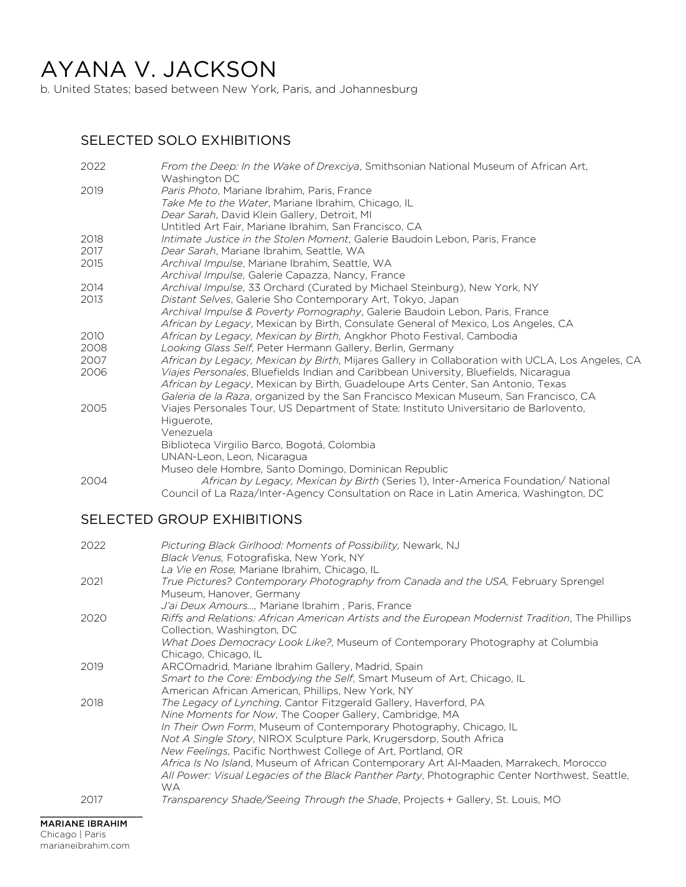# AYANA V. JACKSON

b. United States; based between New York, Paris, and Johannesburg

## SELECTED SOLO EXHIBITIONS

2022 *From the Deep: In the Wake of Drexciya*, Smithsonian National Museum of African Art, Washington DC

2019 *Paris Photo*, Mariane Ibrahim, Paris, France
*Take Me to the Water*, Mariane Ibrahim, Chicago, IL
*Dear Sarah*, David Klein Gallery, Detroit, MI
Untitled Art Fair, Mariane Ibrahim, San Francisco, CA

2018 *Intimate Justice in the Stolen Moment*, Galerie Baudoin Lebon, Paris, France

2017 *Dear Sarah*, Mariane Ibrahim, Seattle, WA

2015 *Archival Impulse*, Mariane Ibrahim, Seattle, WA
*Archival Impulse*, Galerie Capazza, Nancy, France

2014 *Archival Impulse*, 33 Orchard (Curated by Michael Steinburg), New York, NY

2013 *Distant Selves*, Galerie Sho Contemporary Art, Tokyo, Japan
*Archival Impulse & Poverty Pornography*, Galerie Baudoin Lebon, Paris, France
*African by Legacy*, Mexican by Birth, Consulate General of Mexico, Los Angeles, CA

2010 *African by Legacy, Mexican by Birth*, Angkhor Photo Festival, Cambodia

2008 *Looking Glass Self*, Peter Hermann Gallery, Berlin, Germany

2007 *African by Legacy, Mexican by Birth*, Mijares Gallery in Collaboration with UCLA, Los Angeles, CA

2006 *Viajes Personales*, Bluefields Indian and Caribbean University, Bluefields, Nicaragua
*African by Legacy*, Mexican by Birth, Guadeloupe Arts Center, San Antonio, Texas
*Galeria de la Raza*, organized by the San Francisco Mexican Museum, San Francisco, CA

2005 Viajes Personales Tour, US Department of State: Instituto Universitario de Barlovento, Higuerote,
Venezuela
Biblioteca Virgilio Barco, Bogotá, Colombia
UNAN-Leon, Leon, Nicaragua
Museo dele Hombre, Santo Domingo, Dominican Republic

2004 *African by Legacy, Mexican by Birth* (Series 1), Inter-America Foundation/ National Council of La Raza/Inter-Agency Consultation on Race in Latin America, Washington, DC

## SELECTED GROUP EXHIBITIONS

2022 *Picturing Black Girlhood: Moments of Possibility,* Newark, NJ
*Black Venus,* Fotografiska, New York, NY
*La Vie en Rose,* Mariane Ibrahim, Chicago, IL

2021 *True Pictures? Contemporary Photography from Canada and the USA,* February Sprengel Museum, Hanover, Germany
*J'ai Deux Amours...,* Mariane Ibrahim , Paris, France

2020 *Riffs and Relations: African American Artists and the European Modernist Tradition*, The Phillips Collection, Washington, DC
*What Does Democracy Look Like?*, Museum of Contemporary Photography at Columbia Chicago, Chicago, IL

2019 ARCOmadrid, Mariane Ibrahim Gallery, Madrid, Spain
*Smart to the Core: Embodying the Self*, Smart Museum of Art, Chicago, IL
American African American, Phillips, New York, NY

2018 *The Legacy of Lynching*, Cantor Fitzgerald Gallery, Haverford, PA
*Nine Moments for Now*, The Cooper Gallery, Cambridge, MA
*In Their Own Form*, Museum of Contemporary Photography, Chicago, IL
*Not A Single Story*, NIROX Sculpture Park, Krugersdorp, South Africa
*New Feelings*, Pacific Northwest College of Art, Portland, OR
*Africa Is No Island*, Museum of African Contemporary Art Al-Maaden, Marrakech, Morocco
*All Power: Visual Legacies of the Black Panther Party*, Photographic Center Northwest, Seattle, WA

2017 *Transparency Shade/Seeing Through the Shade*, Projects + Gallery, St. Louis, MO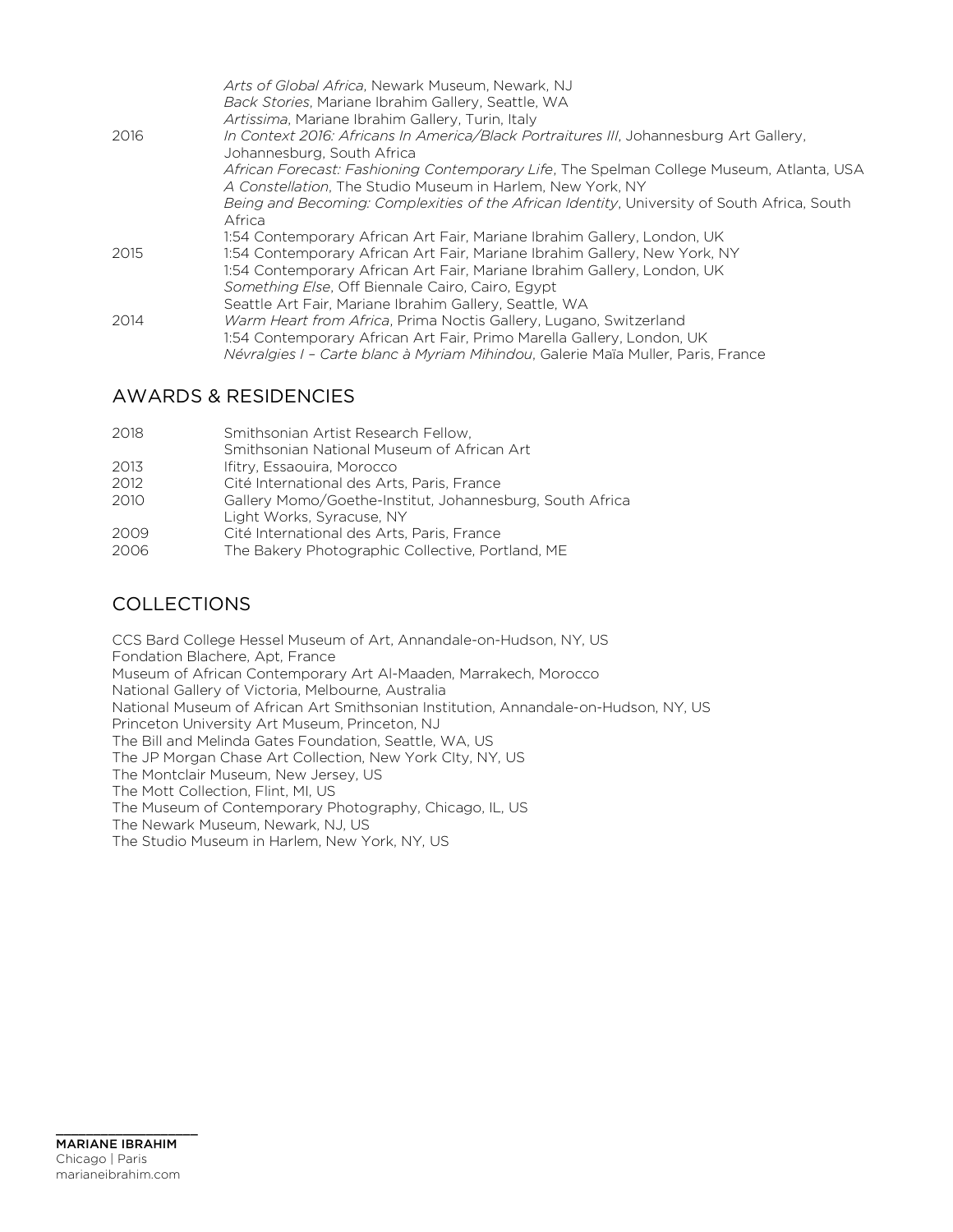| | |
|---|---|
| | *Arts of Global Africa*, Newark Museum, Newark, NJ |
| | *Back Stories*, Mariane Ibrahim Gallery, Seattle, WA |
| | *Artissima*, Mariane Ibrahim Gallery, Turin, Italy |
| 2016 | *In Context 2016: Africans In America/Black Portraitures III*, Johannesburg Art Gallery, Johannesburg, South Africa |
| | *African Forecast: Fashioning Contemporary Life*, The Spelman College Museum, Atlanta, USA |
| | *A Constellation*, The Studio Museum in Harlem, New York, NY |
| | *Being and Becoming: Complexities of the African Identity*, University of South Africa, South Africa |
| | 1:54 Contemporary African Art Fair, Mariane Ibrahim Gallery, London, UK |
| 2015 | 1:54 Contemporary African Art Fair, Mariane Ibrahim Gallery, New York, NY |
| | 1:54 Contemporary African Art Fair, Mariane Ibrahim Gallery, London, UK |
| | *Something Else*, Off Biennale Cairo, Cairo, Egypt |
| | Seattle Art Fair, Mariane Ibrahim Gallery, Seattle, WA |
| 2014 | *Warm Heart from Africa*, Prima Noctis Gallery, Lugano, Switzerland |
| | 1:54 Contemporary African Art Fair, Primo Marella Gallery, London, UK |
| | *Névralgies I – Carte blanc à Myriam Mihindou*, Galerie Maïa Muller, Paris, France |

## AWARDS & RESIDENCIES

| | |
|---|---|
| 2018 | Smithsonian Artist Research Fellow, Smithsonian National Museum of African Art |
| 2013 | Ifitry, Essaouira, Morocco |
| 2012 | Cité International des Arts, Paris, France |
| 2010 | Gallery Momo/Goethe-Institut, Johannesburg, South Africa |
| | Light Works, Syracuse, NY |
| 2009 | Cité International des Arts, Paris, France |
| 2006 | The Bakery Photographic Collective, Portland, ME |

## COLLECTIONS

CCS Bard College Hessel Museum of Art, Annandale-on-Hudson, NY, US
Fondation Blachere, Apt, France
Museum of African Contemporary Art Al-Maaden, Marrakech, Morocco
National Gallery of Victoria, Melbourne, Australia
National Museum of African Art Smithsonian Institution, Annandale-on-Hudson, NY, US
Princeton University Art Museum, Princeton, NJ
The Bill and Melinda Gates Foundation, Seattle, WA, US
The JP Morgan Chase Art Collection, New York CIty, NY, US
The Montclair Museum, New Jersey, US
The Mott Collection, Flint, MI, US
The Museum of Contemporary Photography, Chicago, IL, US
The Newark Museum, Newark, NJ, US
The Studio Museum in Harlem, New York, NY, US